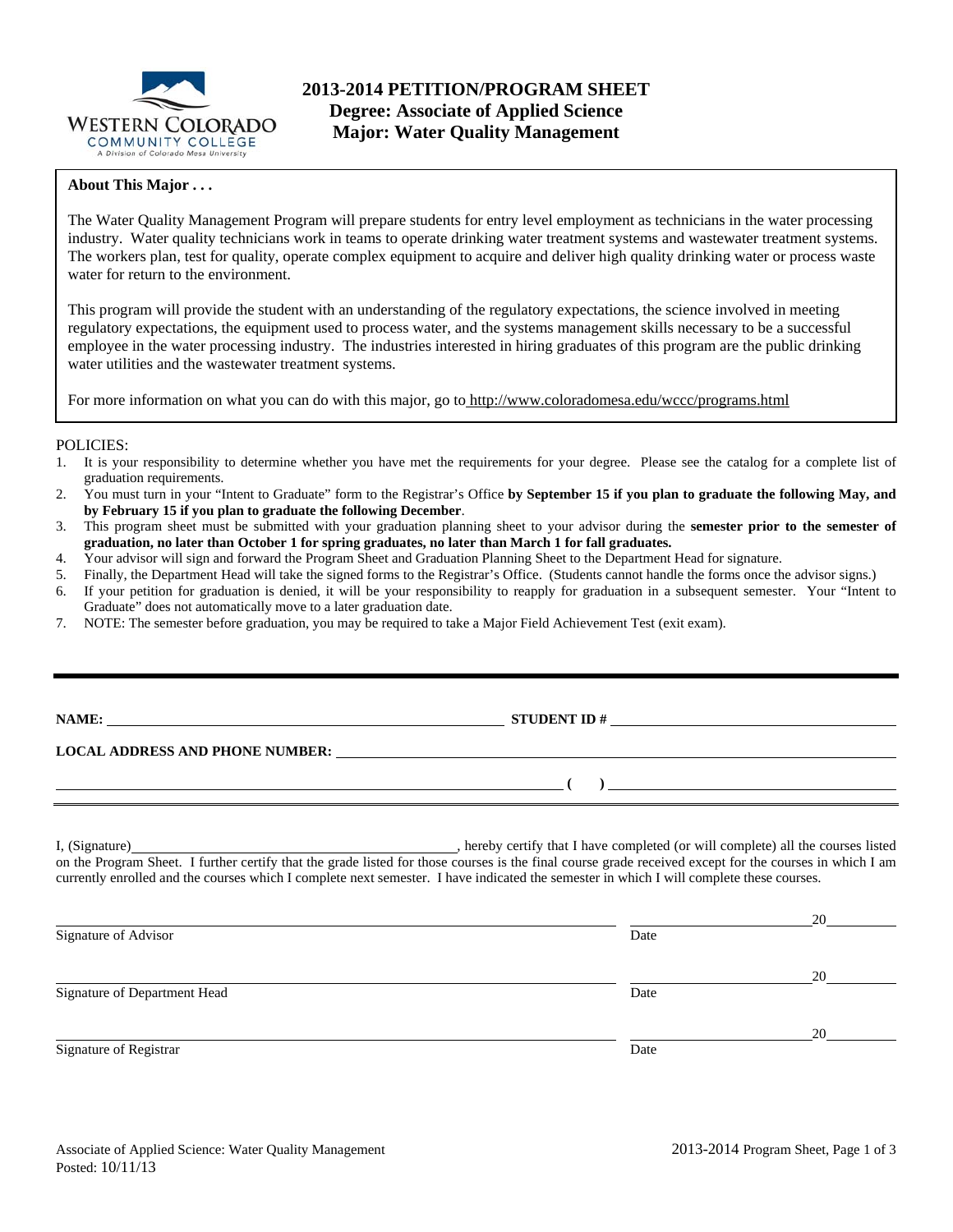# 2013-2014 PETITION/PROGRAM SHEET
## Degree: Associate of Applied Science
## Major: Water Quality Management

**About This Major . . .**

The Water Quality Management Program will prepare students for entry level employment as technicians in the water processing industry. Water quality technicians work in teams to operate drinking water treatment systems and wastewater treatment systems. The workers plan, test for quality, operate complex equipment to acquire and deliver high quality drinking water or process waste water for return to the environment.

This program will provide the student with an understanding of the regulatory expectations, the science involved in meeting regulatory expectations, the equipment used to process water, and the systems management skills necessary to be a successful employee in the water processing industry. The industries interested in hiring graduates of this program are the public drinking water utilities and the wastewater treatment systems.

For more information on what you can do with this major, go to http://www.coloradomesa.edu/wccc/programs.html

POLICIES:

1. It is your responsibility to determine whether you have met the requirements for your degree. Please see the catalog for a complete list of graduation requirements.
2. You must turn in your "Intent to Graduate" form to the Registrar's Office **by September 15 if you plan to graduate the following May, and by February 15 if you plan to graduate the following December**.
3. This program sheet must be submitted with your graduation planning sheet to your advisor during the **semester prior to the semester of graduation, no later than October 1 for spring graduates, no later than March 1 for fall graduates.**
4. Your advisor will sign and forward the Program Sheet and Graduation Planning Sheet to the Department Head for signature.
5. Finally, the Department Head will take the signed forms to the Registrar's Office. (Students cannot handle the forms once the advisor signs.)
6. If your petition for graduation is denied, it will be your responsibility to reapply for graduation in a subsequent semester. Your "Intent to Graduate" does not automatically move to a later graduation date.
7. NOTE: The semester before graduation, you may be required to take a Major Field Achievement Test (exit exam).

---

**NAME:** ______________________________ **STUDENT ID #** ______________________________

**LOCAL ADDRESS AND PHONE NUMBER:** ______________________________

______________________________ **( )** ______________________________

I, (Signature)______________________________, hereby certify that I have completed (or will complete) all the courses listed on the Program Sheet. I further certify that the grade listed for those courses is the final course grade received except for the courses in which I am currently enrolled and the courses which I complete next semester. I have indicated the semester in which I will complete these courses.

______________________________ ______________ 20____
Signature of Advisor Date

______________________________ ______________ 20____
Signature of Department Head Date

______________________________ ______________ 20____
Signature of Registrar Date

Associate of Applied Science: Water Quality Management
Posted: 10/11/13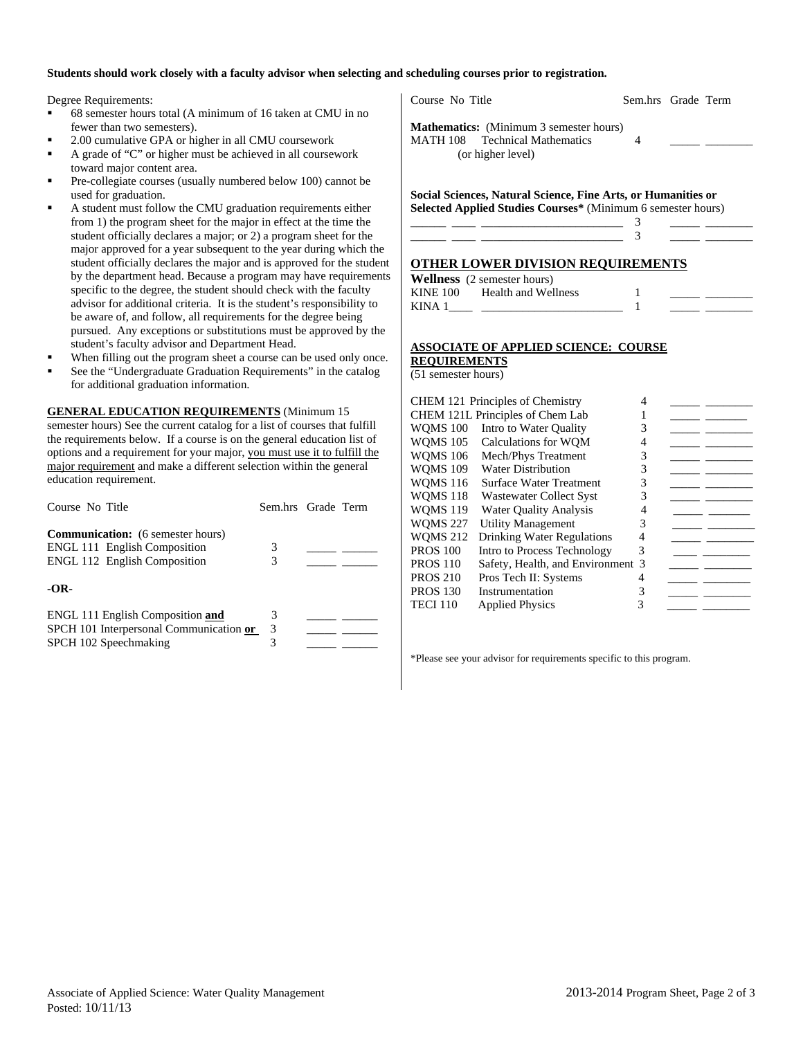**Students should work closely with a faculty advisor when selecting and scheduling courses prior to registration.**

Degree Requirements:

- 68 semester hours total (A minimum of 16 taken at CMU in no fewer than two semesters).
- 2.00 cumulative GPA or higher in all CMU coursework
- A grade of "C" or higher must be achieved in all coursework toward major content area.
- Pre-collegiate courses (usually numbered below 100) cannot be used for graduation.
- A student must follow the CMU graduation requirements either from 1) the program sheet for the major in effect at the time the student officially declares a major; or 2) a program sheet for the major approved for a year subsequent to the year during which the student officially declares the major and is approved for the student by the department head. Because a program may have requirements specific to the degree, the student should check with the faculty advisor for additional criteria. It is the student's responsibility to be aware of, and follow, all requirements for the degree being pursued. Any exceptions or substitutions must be approved by the student's faculty advisor and Department Head.
- When filling out the program sheet a course can be used only once.
- See the "Undergraduate Graduation Requirements" in the catalog for additional graduation information.

**GENERAL EDUCATION REQUIREMENTS** (Minimum 15 semester hours) See the current catalog for a list of courses that fulfill the requirements below. If a course is on the general education list of options and a requirement for your major, you must use it to fulfill the major requirement and make a different selection within the general education requirement.

| Course No Title | Sem.hrs | Grade | Term |
|---|---|---|---|
| **Communication:** (6 semester hours) | | | |
| ENGL 111 English Composition | 3 | _____ | ______ |
| ENGL 112 English Composition | 3 | _____ | ______ |
| **-OR-** | | | |
| ENGL 111 English Composition **and** | 3 | _____ | ______ |
| SPCH 101 Interpersonal Communication **or** | 3 | _____ | ______ |
| SPCH 102 Speechmaking | 3 | _____ | ______ |

| Course No Title | Sem.hrs | Grade | Term |
|---|---|---|---|
| **Mathematics:** (Minimum 3 semester hours) | | | |
| MATH 108 Technical Mathematics (or higher level) | 4 | _____ | ________ |
| **Social Sciences, Natural Science, Fine Arts, or Humanities or Selected Applied Studies Courses*** (Minimum 6 semester hours) | | | |
| ______ ____ ________________________ | 3 | _____ | ________ |
| ______ ____ ________________________ | 3 | _____ | ________ |

**OTHER LOWER DIVISION REQUIREMENTS**

| Course No Title | Sem.hrs | Grade | Term |
|---|---|---|---|
| **Wellness** (2 semester hours) | | | |
| KINE 100 Health and Wellness | 1 | _____ | ________ |
| KINA 1____ ________________________ | 1 | _____ | ________ |

**ASSOCIATE OF APPLIED SCIENCE: COURSE REQUIREMENTS**
(51 semester hours)

| Course No Title | Sem.hrs | Grade | Term |
|---|---|---|---|
| CHEM 121 Principles of Chemistry | 4 | _____ | ________ |
| CHEM 121L Principles of Chem Lab | 1 | _____ | ________ |
| WQMS 100 Intro to Water Quality | 3 | _____ | ________ |
| WQMS 105 Calculations for WQM | 4 | _____ | ________ |
| WQMS 106 Mech/Phys Treatment | 3 | _____ | ________ |
| WQMS 109 Water Distribution | 3 | _____ | ________ |
| WQMS 116 Surface Water Treatment | 3 | _____ | ________ |
| WQMS 118 Wastewater Collect Syst | 3 | _____ | ________ |
| WQMS 119 Water Quality Analysis | 4 | _____ | ________ |
| WQMS 227 Utility Management | 3 | _____ | ________ |
| WQMS 212 Drinking Water Regulations | 4 | _____ | ________ |
| PROS 100 Intro to Process Technology | 3 | _____ | ________ |
| PROS 110 Safety, Health, and Environment | 3 | _____ | ________ |
| PROS 210 Pros Tech II: Systems | 4 | _____ | ________ |
| PROS 130 Instrumentation | 3 | _____ | ________ |
| TECI 110 Applied Physics | 3 | _____ | ________ |

*Please see your advisor for requirements specific to this program.

Associate of Applied Science: Water Quality Management
Posted: 10/11/13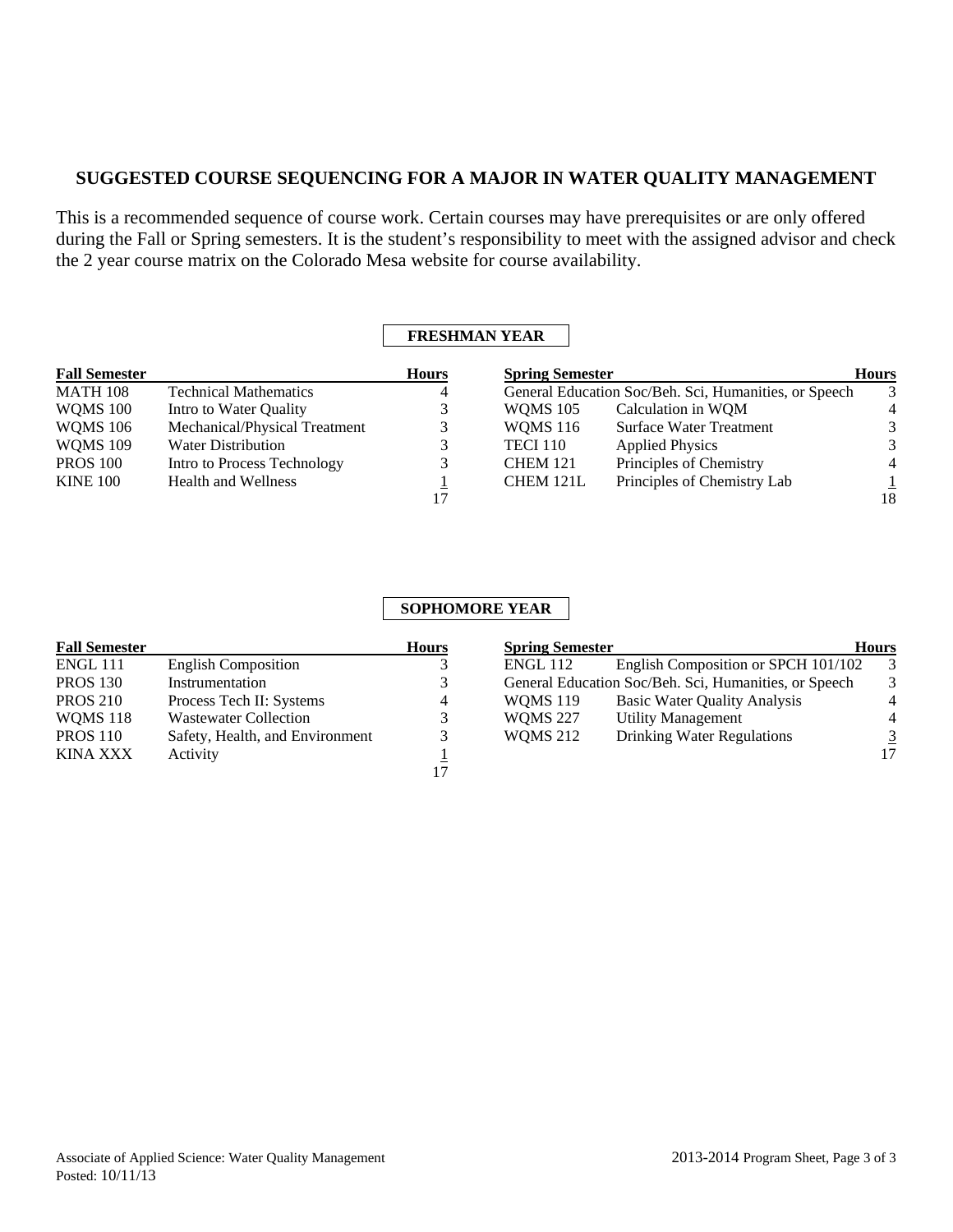## SUGGESTED COURSE SEQUENCING FOR A MAJOR IN WATER QUALITY MANAGEMENT

This is a recommended sequence of course work. Certain courses may have prerequisites or are only offered during the Fall or Spring semesters. It is the student's responsibility to meet with the assigned advisor and check the 2 year course matrix on the Colorado Mesa website for course availability.

### FRESHMAN YEAR

| Fall Semester | | Hours |
|---|---|---|
| MATH 108 | Technical Mathematics | 4 |
| WQMS 100 | Intro to Water Quality | 3 |
| WQMS 106 | Mechanical/Physical Treatment | 3 |
| WQMS 109 | Water Distribution | 3 |
| PROS 100 | Intro to Process Technology | 3 |
| KINE 100 | Health and Wellness | 1 |
| | | 17 |

| Spring Semester | | Hours |
|---|---|---|
| General Education Soc/Beh. Sci, Humanities, or Speech | | 3 |
| WQMS 105 | Calculation in WQM | 4 |
| WQMS 116 | Surface Water Treatment | 3 |
| TECI 110 | Applied Physics | 3 |
| CHEM 121 | Principles of Chemistry | 4 |
| CHEM 121L | Principles of Chemistry Lab | 1 |
| | | 18 |

### SOPHOMORE YEAR

| Fall Semester | | Hours |
|---|---|---|
| ENGL 111 | English Composition | 3 |
| PROS 130 | Instrumentation | 3 |
| PROS 210 | Process Tech II: Systems | 4 |
| WQMS 118 | Wastewater Collection | 3 |
| PROS 110 | Safety, Health, and Environment | 3 |
| KINA XXX | Activity | 1 |
| | | 17 |

| Spring Semester | | Hours |
|---|---|---|
| ENGL 112 | English Composition or SPCH 101/102 | 3 |
| General Education Soc/Beh. Sci, Humanities, or Speech | | 3 |
| WQMS 119 | Basic Water Quality Analysis | 4 |
| WQMS 227 | Utility Management | 4 |
| WQMS 212 | Drinking Water Regulations | 3 |
| | | 17 |

Associate of Applied Science: Water Quality Management
Posted: 10/11/13